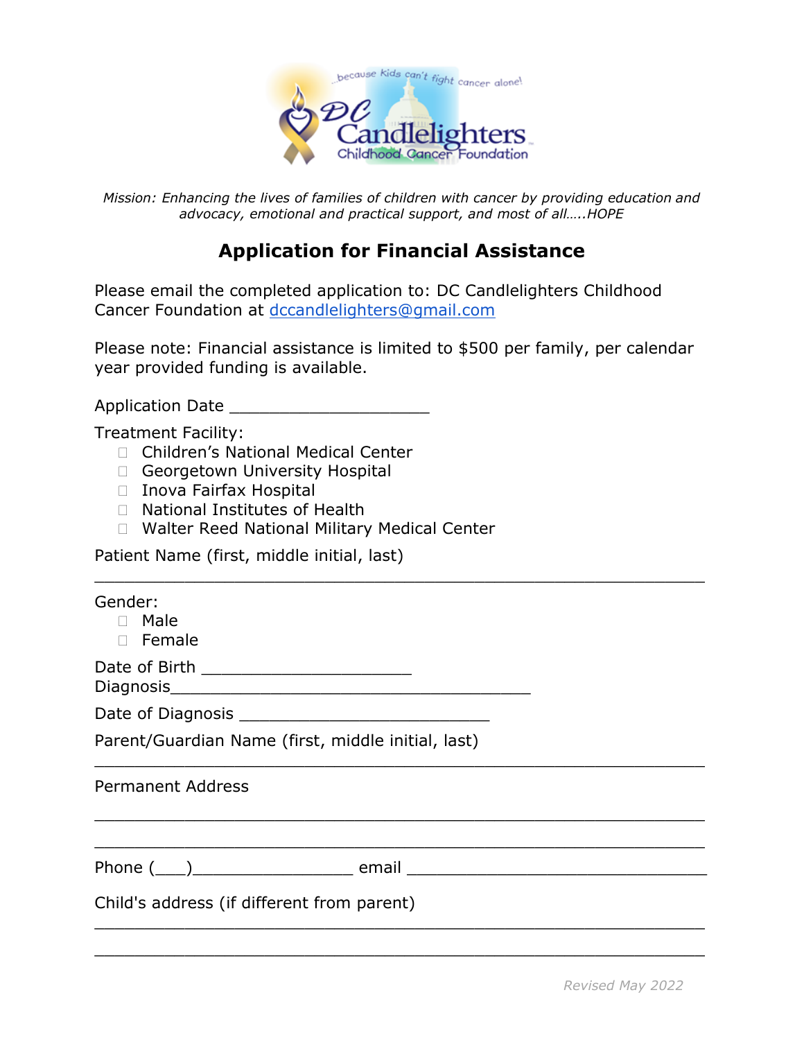...because kids can't fight cancer alone!

DC Candlelighters Childhood Cancer Foundation

*Mission: Enhancing the lives of families of children with cancer by providing education and advocacy, emotional and practical support, and most of all…..HOPE*

## Application for Financial Assistance

Please email the completed application to: DC Candlelighters Childhood Cancer Foundation at dccandlelighters@gmail.com

Please note: Financial assistance is limited to $500 per family, per calendar year provided funding is available.

Application Date ____________________

Treatment Facility:

- ☐ Children's National Medical Center
- ☐ Georgetown University Hospital
- ☐ Inova Fairfax Hospital
- ☐ National Institutes of Health
- ☐ Walter Reed National Military Medical Center

Patient Name (first, middle initial, last)

______________________________________________________________

Gender:

- ☐ Male
- ☐ Female

Date of Birth _____________________

Diagnosis____________________________________

Date of Diagnosis _________________________

Parent/Guardian Name (first, middle initial, last)

______________________________________________________________

Permanent Address

______________________________________________________________

______________________________________________________________

Phone (___)________________ email ________________________

Child's address (if different from parent)

______________________________________________________________

______________________________________________________________

*Revised May 2022*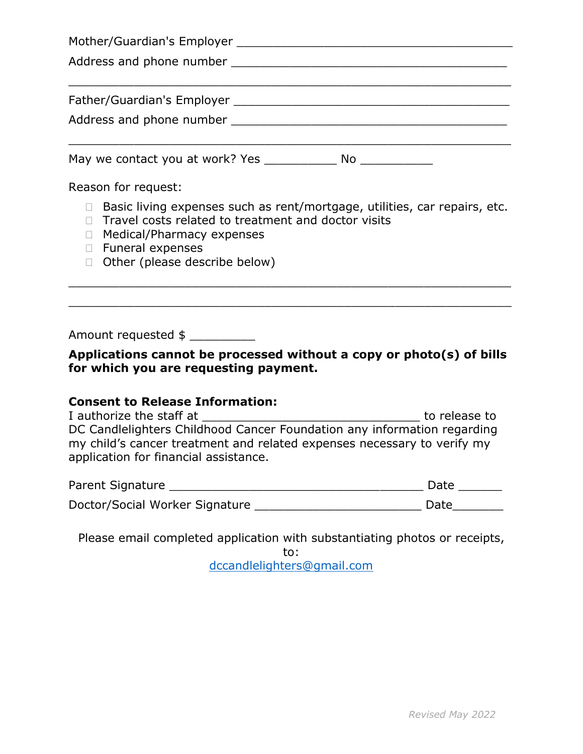Mother/Guardian's Employer _______________________________________

Address and phone number _______________________________________

_______________________________________________________________

Father/Guardian's Employer _______________________________________

Address and phone number _______________________________________

_______________________________________________________________

May we contact you at work? Yes __________ No __________

Reason for request:

- ☐ Basic living expenses such as rent/mortgage, utilities, car repairs, etc.
- ☐ Travel costs related to treatment and doctor visits
- ☐ Medical/Pharmacy expenses
- ☐ Funeral expenses
- ☐ Other (please describe below)

_______________________________________________________________

_______________________________________________________________

Amount requested $ _________

**Applications cannot be processed without a copy or photo(s) of bills for which you are requesting payment.**

**Consent to Release Information:**
I authorize the staff at ______________________________ to release to DC Candlelighters Childhood Cancer Foundation any information regarding my child's cancer treatment and related expenses necessary to verify my application for financial assistance.

Parent Signature ___________________________________ Date ______

Doctor/Social Worker Signature _______________________ Date_______

Please email completed application with substantiating photos or receipts, to:
dccandlelighters@gmail.com

*Revised May 2022*